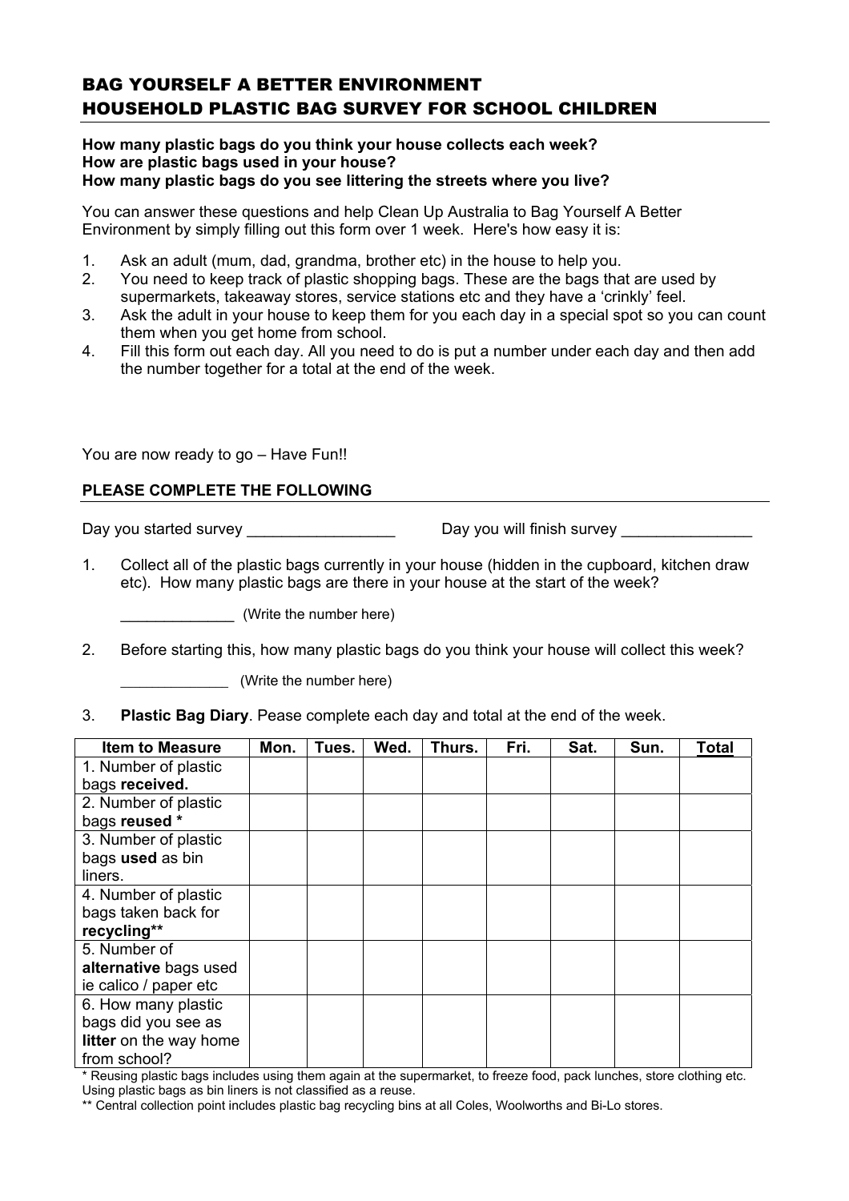# BAG YOURSELF A BETTER ENVIRONMENT
# HOUSEHOLD PLASTIC BAG SURVEY FOR SCHOOL CHILDREN

**How many plastic bags do you think your house collects each week?**
**How are plastic bags used in your house?**
**How many plastic bags do you see littering the streets where you live?**

You can answer these questions and help Clean Up Australia to Bag Yourself A Better Environment by simply filling out this form over 1 week. Here's how easy it is:

1. Ask an adult (mum, dad, grandma, brother etc) in the house to help you.
2. You need to keep track of plastic shopping bags. These are the bags that are used by supermarkets, takeaway stores, service stations etc and they have a 'crinkly' feel.
3. Ask the adult in your house to keep them for you each day in a special spot so you can count them when you get home from school.
4. Fill this form out each day. All you need to do is put a number under each day and then add the number together for a total at the end of the week.

You are now ready to go – Have Fun!!

**PLEASE COMPLETE THE FOLLOWING**

Day you started survey _________________ Day you will finish survey _______________

1. Collect all of the plastic bags currently in your house (hidden in the cupboard, kitchen draw etc). How many plastic bags are there in your house at the start of the week?

   _____________ (Write the number here)

2. Before starting this, how many plastic bags do you think your house will collect this week?

   _____________ (Write the number here)

3. **Plastic Bag Diary**. Pease complete each day and total at the end of the week.

| Item to Measure | Mon. | Tues. | Wed. | Thurs. | Fri. | Sat. | Sun. | Total |
|---|---|---|---|---|---|---|---|---|
| 1. Number of plastic bags **received.** | | | | | | | | |
| 2. Number of plastic bags **reused** * | | | | | | | | |
| 3. Number of plastic bags **used** as bin liners. | | | | | | | | |
| 4. Number of plastic bags taken back for **recycling**** | | | | | | | | |
| 5. Number of **alternative** bags used ie calico / paper etc | | | | | | | | |
| 6. How many plastic bags did you see as **litter** on the way home from school? | | | | | | | | |

* Reusing plastic bags includes using them again at the supermarket, to freeze food, pack lunches, store clothing etc. Using plastic bags as bin liners is not classified as a reuse.

** Central collection point includes plastic bag recycling bins at all Coles, Woolworths and Bi-Lo stores.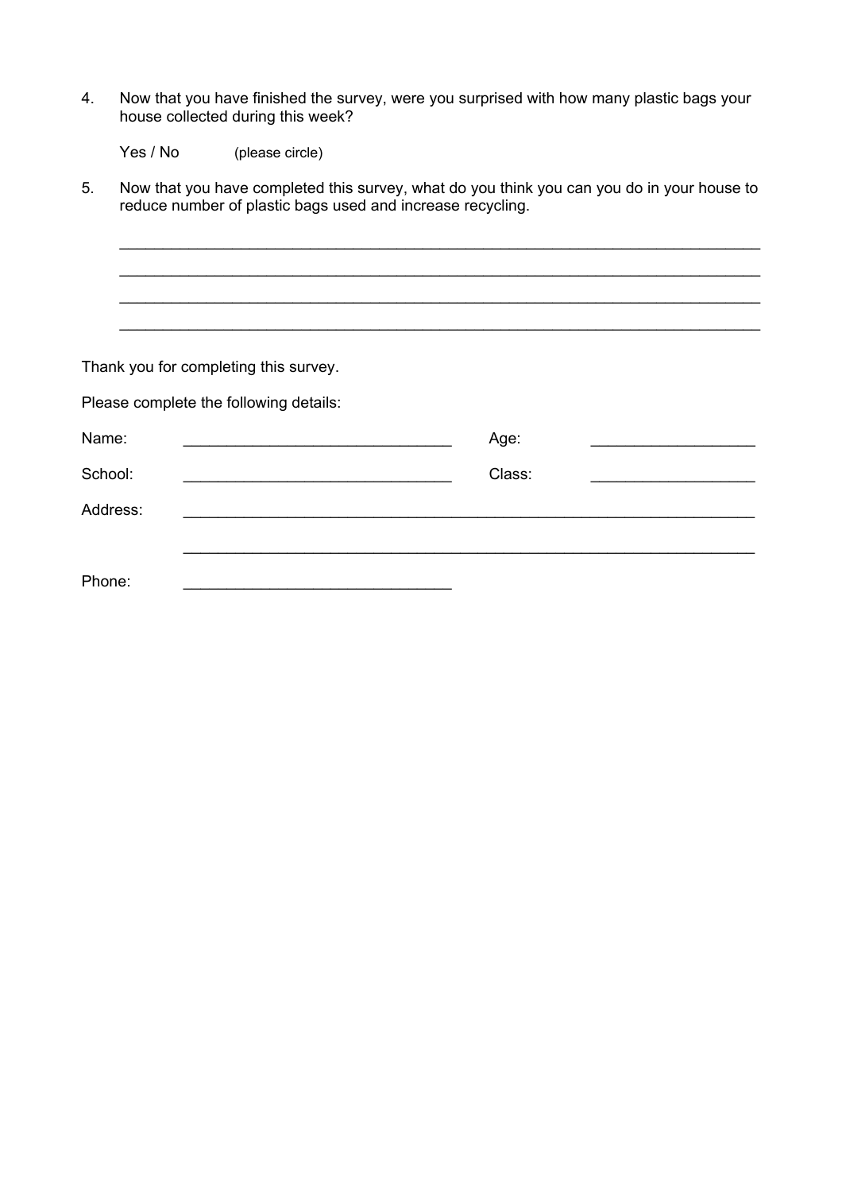4. Now that you have finished the survey, were you surprised with how many plastic bags your house collected during this week?

   Yes / No (please circle)

5. Now that you have completed this survey, what do you think you can you do in your house to reduce number of plastic bags used and increase recycling.

   ___________________________________________________________________________

   ___________________________________________________________________________

   ___________________________________________________________________________

   ___________________________________________________________________________

Thank you for completing this survey.

Please complete the following details:

Name: ______________________________ Age: __________________

School: ______________________________ Class: __________________

Address: ______________________________________________________________

______________________________________________________________

Phone: ______________________________